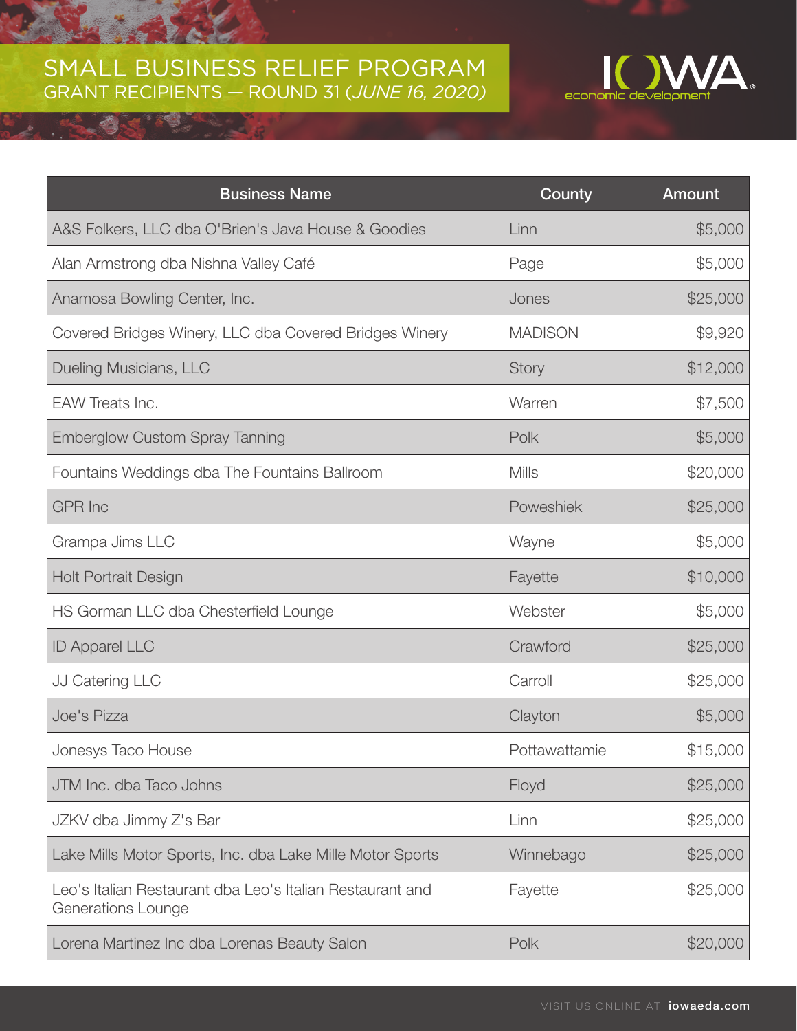# SMALL BUSINESS RELIEF PROGRAM

## GRANT RECIPIENTS — ROUND 31 (*JUNE 16, 2020)*

| Business Name | County | Amount |
|---|---|---|
| A&S Folkers, LLC dba O'Brien's Java House & Goodies | Linn | $5,000 |
| Alan Armstrong dba Nishna Valley Café | Page | $5,000 |
| Anamosa Bowling Center, Inc. | Jones | $25,000 |
| Covered Bridges Winery, LLC dba Covered Bridges Winery | MADISON | $9,920 |
| Dueling Musicians, LLC | Story | $12,000 |
| EAW Treats Inc. | Warren | $7,500 |
| Emberglow Custom Spray Tanning | Polk | $5,000 |
| Fountains Weddings dba The Fountains Ballroom | Mills | $20,000 |
| GPR Inc | Poweshiek | $25,000 |
| Grampa Jims LLC | Wayne | $5,000 |
| Holt Portrait Design | Fayette | $10,000 |
| HS Gorman LLC dba Chesterfield Lounge | Webster | $5,000 |
| ID Apparel LLC | Crawford | $25,000 |
| JJ Catering LLC | Carroll | $25,000 |
| Joe's Pizza | Clayton | $5,000 |
| Jonesys Taco House | Pottawattamie | $15,000 |
| JTM Inc. dba Taco Johns | Floyd | $25,000 |
| JZKV dba Jimmy Z's Bar | Linn | $25,000 |
| Lake Mills Motor Sports, Inc. dba Lake Mille Motor Sports | Winnebago | $25,000 |
| Leo's Italian Restaurant dba Leo's Italian Restaurant and Generations Lounge | Fayette | $25,000 |
| Lorena Martinez Inc dba Lorenas Beauty Salon | Polk | $20,000 |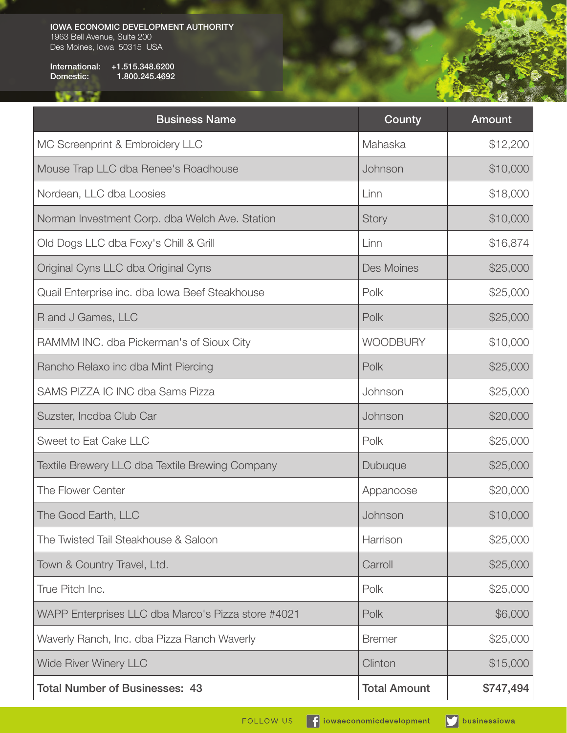IOWA ECONOMIC DEVELOPMENT AUTHORITY
1963 Bell Avenue, Suite 200
Des Moines, Iowa 50315 USA

International: +1.515.348.6200
Domestic: 1.800.245.4692

| Business Name | County | Amount |
|---|---|---|
| MC Screenprint & Embroidery LLC | Mahaska | $12,200 |
| Mouse Trap LLC dba Renee's Roadhouse | Johnson | $10,000 |
| Nordean, LLC dba Loosies | Linn | $18,000 |
| Norman Investment Corp. dba Welch Ave. Station | Story | $10,000 |
| Old Dogs LLC dba Foxy's Chill & Grill | Linn | $16,874 |
| Original Cyns LLC dba Original Cyns | Des Moines | $25,000 |
| Quail Enterprise inc. dba Iowa Beef Steakhouse | Polk | $25,000 |
| R and J Games, LLC | Polk | $25,000 |
| RAMMM INC. dba Pickerman's of Sioux City | WOODBURY | $10,000 |
| Rancho Relaxo inc dba Mint Piercing | Polk | $25,000 |
| SAMS PIZZA IC INC dba Sams Pizza | Johnson | $25,000 |
| Suzster, Incdba Club Car | Johnson | $20,000 |
| Sweet to Eat Cake LLC | Polk | $25,000 |
| Textile Brewery LLC dba Textile Brewing Company | Dubuque | $25,000 |
| The Flower Center | Appanoose | $20,000 |
| The Good Earth, LLC | Johnson | $10,000 |
| The Twisted Tail Steakhouse & Saloon | Harrison | $25,000 |
| Town & Country Travel, Ltd. | Carroll | $25,000 |
| True Pitch Inc. | Polk | $25,000 |
| WAPP Enterprises LLC dba Marco's Pizza store #4021 | Polk | $6,000 |
| Waverly Ranch, Inc. dba Pizza Ranch Waverly | Bremer | $25,000 |
| Wide River Winery LLC | Clinton | $15,000 |
| **Total Number of Businesses: 43** | **Total Amount** | **$747,494** |

FOLLOW US iowaeconomicdevelopment businessiowa